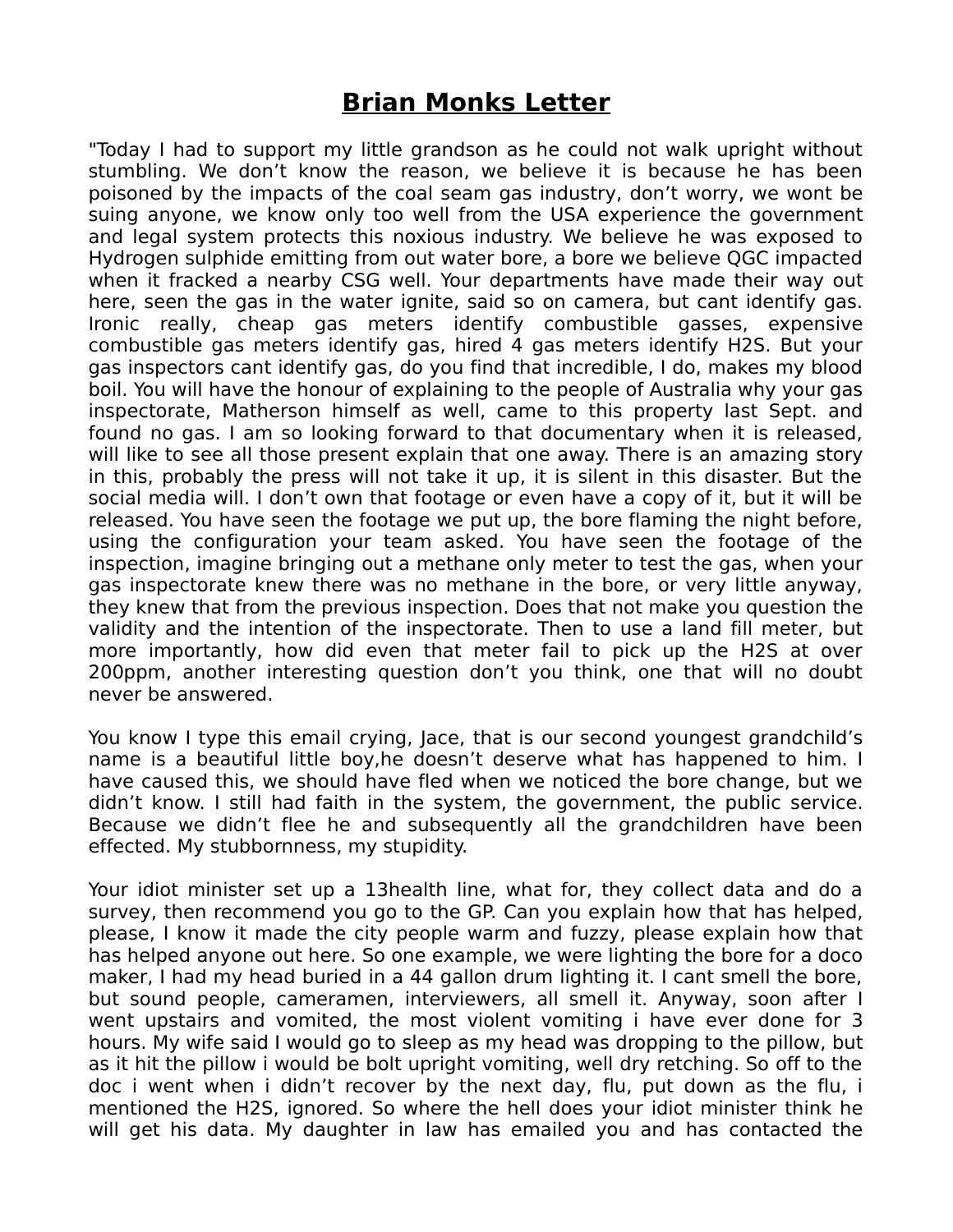# Brian Monks Letter

"Today I had to support my little grandson as he could not walk upright without stumbling. We don't know the reason, we believe it is because he has been poisoned by the impacts of the coal seam gas industry, don't worry, we wont be suing anyone, we know only too well from the USA experience the government and legal system protects this noxious industry. We believe he was exposed to Hydrogen sulphide emitting from out water bore, a bore we believe QGC impacted when it fracked a nearby CSG well. Your departments have made their way out here, seen the gas in the water ignite, said so on camera, but cant identify gas. Ironic really, cheap gas meters identify combustible gasses, expensive combustible gas meters identify gas, hired 4 gas meters identify H2S. But your gas inspectors cant identify gas, do you find that incredible, I do, makes my blood boil. You will have the honour of explaining to the people of Australia why your gas inspectorate, Matherson himself as well, came to this property last Sept. and found no gas. I am so looking forward to that documentary when it is released, will like to see all those present explain that one away. There is an amazing story in this, probably the press will not take it up, it is silent in this disaster. But the social media will. I don't own that footage or even have a copy of it, but it will be released. You have seen the footage we put up, the bore flaming the night before, using the configuration your team asked. You have seen the footage of the inspection, imagine bringing out a methane only meter to test the gas, when your gas inspectorate knew there was no methane in the bore, or very little anyway, they knew that from the previous inspection. Does that not make you question the validity and the intention of the inspectorate. Then to use a land fill meter, but more importantly, how did even that meter fail to pick up the H2S at over 200ppm, another interesting question don't you think, one that will no doubt never be answered.

You know I type this email crying, Jace, that is our second youngest grandchild's name is a beautiful little boy,he doesn't deserve what has happened to him. I have caused this, we should have fled when we noticed the bore change, but we didn't know. I still had faith in the system, the government, the public service. Because we didn't flee he and subsequently all the grandchildren have been effected. My stubbornness, my stupidity.

Your idiot minister set up a 13health line, what for, they collect data and do a survey, then recommend you go to the GP. Can you explain how that has helped, please, I know it made the city people warm and fuzzy, please explain how that has helped anyone out here. So one example, we were lighting the bore for a doco maker, I had my head buried in a 44 gallon drum lighting it. I cant smell the bore, but sound people, cameramen, interviewers, all smell it. Anyway, soon after I went upstairs and vomited, the most violent vomiting i have ever done for 3 hours. My wife said I would go to sleep as my head was dropping to the pillow, but as it hit the pillow i would be bolt upright vomiting, well dry retching. So off to the doc i went when i didn't recover by the next day, flu, put down as the flu, i mentioned the H2S, ignored. So where the hell does your idiot minister think he will get his data. My daughter in law has emailed you and has contacted the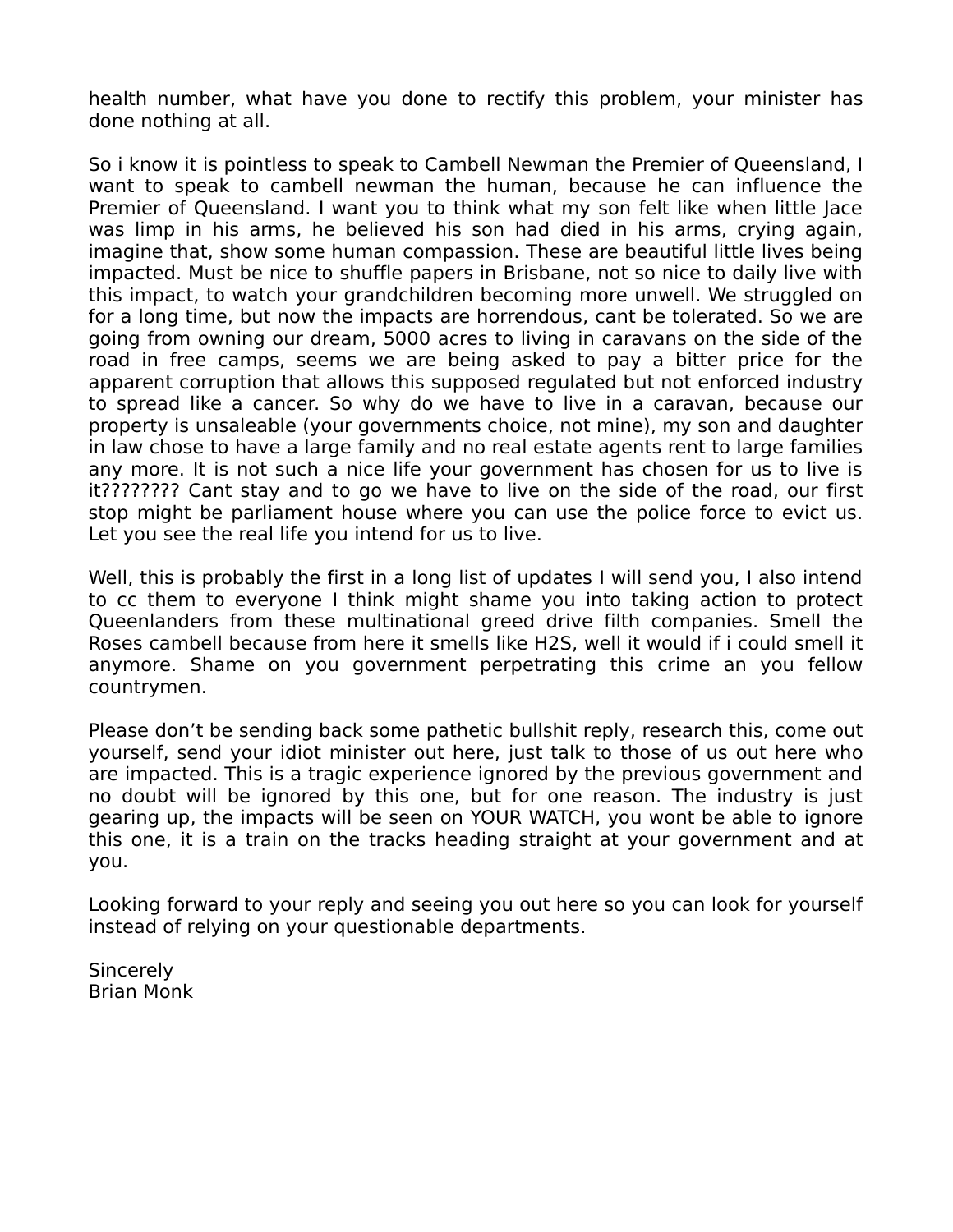health number, what have you done to rectify this problem, your minister has done nothing at all.

So i know it is pointless to speak to Cambell Newman the Premier of Queensland, I want to speak to cambell newman the human, because he can influence the Premier of Queensland. I want you to think what my son felt like when little Jace was limp in his arms, he believed his son had died in his arms, crying again, imagine that, show some human compassion. These are beautiful little lives being impacted. Must be nice to shuffle papers in Brisbane, not so nice to daily live with this impact, to watch your grandchildren becoming more unwell. We struggled on for a long time, but now the impacts are horrendous, cant be tolerated. So we are going from owning our dream, 5000 acres to living in caravans on the side of the road in free camps, seems we are being asked to pay a bitter price for the apparent corruption that allows this supposed regulated but not enforced industry to spread like a cancer. So why do we have to live in a caravan, because our property is unsaleable (your governments choice, not mine), my son and daughter in law chose to have a large family and no real estate agents rent to large families any more. It is not such a nice life your government has chosen for us to live is it???????? Cant stay and to go we have to live on the side of the road, our first stop might be parliament house where you can use the police force to evict us. Let you see the real life you intend for us to live.

Well, this is probably the first in a long list of updates I will send you, I also intend to cc them to everyone I think might shame you into taking action to protect Queenlanders from these multinational greed drive filth companies. Smell the Roses cambell because from here it smells like $H_2S$, well it would if i could smell it anymore. Shame on you government perpetrating this crime an you fellow countrymen.

Please don't be sending back some pathetic bullshit reply, research this, come out yourself, send your idiot minister out here, just talk to those of us out here who are impacted. This is a tragic experience ignored by the previous government and no doubt will be ignored by this one, but for one reason. The industry is just gearing up, the impacts will be seen on YOUR WATCH, you wont be able to ignore this one, it is a train on the tracks heading straight at your government and at you.

Looking forward to your reply and seeing you out here so you can look for yourself instead of relying on your questionable departments.

Sincerely
Brian Monk